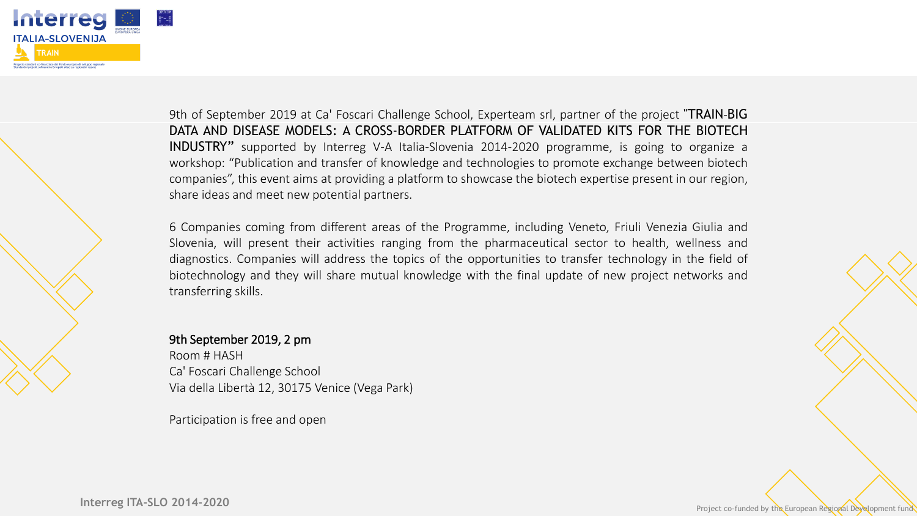9th of September 2019 at Ca' Foscari Challenge School, Experteam srl, partner of the project **"TRAIN-BIG DATA AND DISEASE MODELS: A CROSS-BORDER PLATFORM OF VALIDATED KITS FOR THE BIOTECH INDUSTRY"** supported by Interreg V-A Italia-Slovenia 2014-2020 programme, is going to organize a workshop: "Publication and transfer of knowledge and technologies to promote exchange between biotech companies", this event aims at providing a platform to showcase the biotech expertise present in our region, share ideas and meet new potential partners.

6 Companies coming from different areas of the Programme, including Veneto, Friuli Venezia Giulia and Slovenia, will present their activities ranging from the pharmaceutical sector to health, wellness and diagnostics. Companies will address the topics of the opportunities to transfer technology in the field of biotechnology and they will share mutual knowledge with the final update of new project networks and transferring skills.

**9th September 2019, 2 pm**
Room # HASH
Ca' Foscari Challenge School
Via della Libertà 12, 30175 Venice (Vega Park)

Participation is free and open

Interreg ITA-SLO 2014-2020

Project co-funded by the European Regional Development fund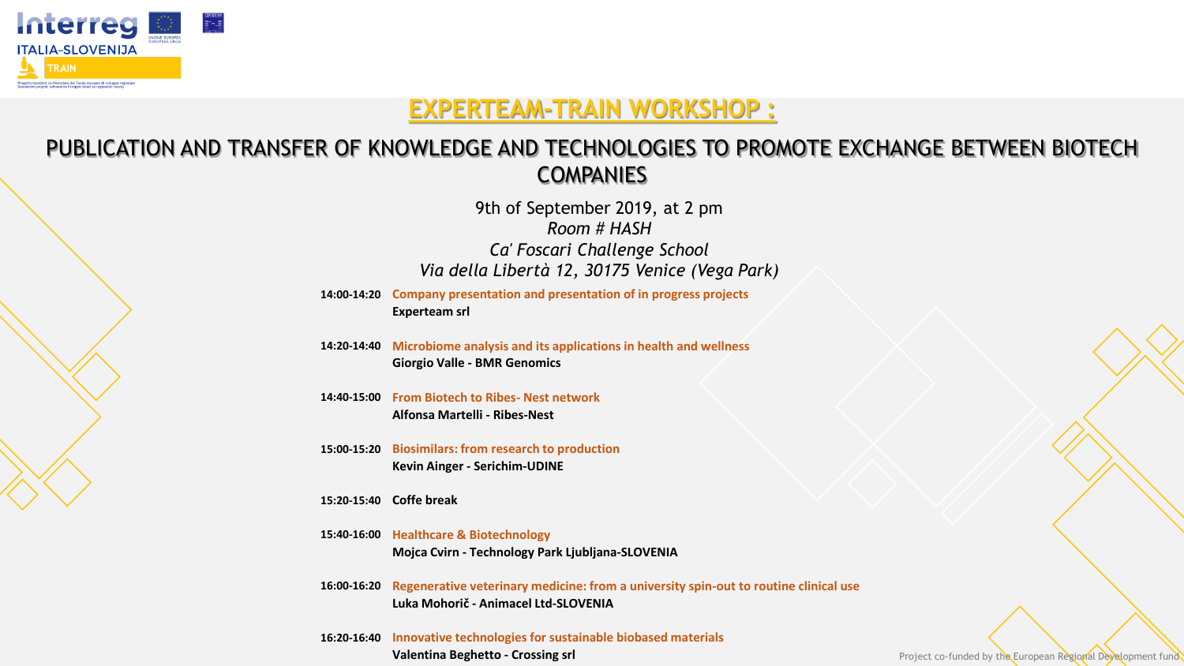Interreg ITALIA-SLOVENIJA

TRAIN

Progetto standard co-finanziato dal Fondo europeo di sviluppo regionale
Standardni projekt sofinancira Evropski sklad za regionalni razvoj

# EXPERTEAM-TRAIN WORKSHOP :

## PUBLICATION AND TRANSFER OF KNOWLEDGE AND TECHNOLOGIES TO PROMOTE EXCHANGE BETWEEN BIOTECH COMPANIES

9th of September 2019, at 2 pm
*Room # HASH*
*Ca' Foscari Challenge School*
*Via della Libertà 12, 30175 Venice (Vega Park)*

**14:00-14:20** **Company presentation and presentation of in progress projects**
**Experteam srl**

**14:20-14:40** **Microbiome analysis and its applications in health and wellness**
**Giorgio Valle - BMR Genomics**

**14:40-15:00** **From Biotech to Ribes- Nest network**
**Alfonsa Martelli - Ribes-Nest**

**15:00-15:20** **Biosimilars: from research to production**
**Kevin Ainger - Serichim-UDINE**

**15:20-15:40** **Coffe break**

**15:40-16:00** **Healthcare & Biotechnology**
**Mojca Cvirn - Technology Park Ljubljana-SLOVENIA**

**16:00-16:20** **Regenerative veterinary medicine: from a university spin-out to routine clinical use**
**Luka Mohorič - Animacel Ltd-SLOVENIA**

**16:20-16:40** **Innovative technologies for sustainable biobased materials**
**Valentina Beghetto - Crossing srl**

Project co-funded by the European Regional Development fund